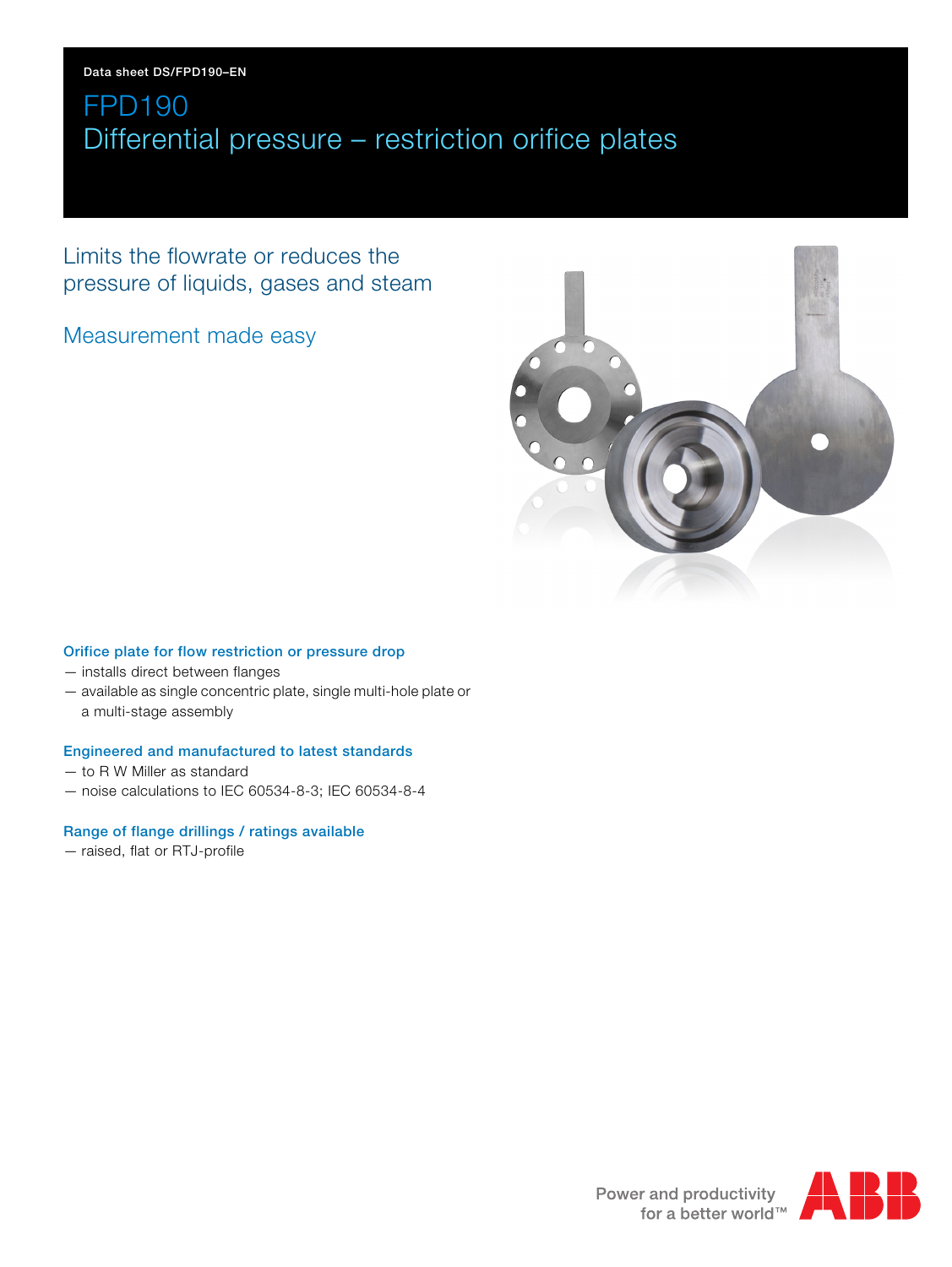Data sheet DS/FPD190–EN

# FPD190
# Differential pressure – restriction orifice plates

## Limits the flowrate or reduces the pressure of liquids, gases and steam

## Measurement made easy

### Orifice plate for flow restriction or pressure drop

- installs direct between flanges
- available as single concentric plate, single multi-hole plate or a multi-stage assembly

### Engineered and manufactured to latest standards

- to R W Miller as standard
- noise calculations to IEC 60534-8-3; IEC 60534-8-4

### Range of flange drillings / ratings available

- raised, flat or RTJ-profile

Power and productivity for a better world™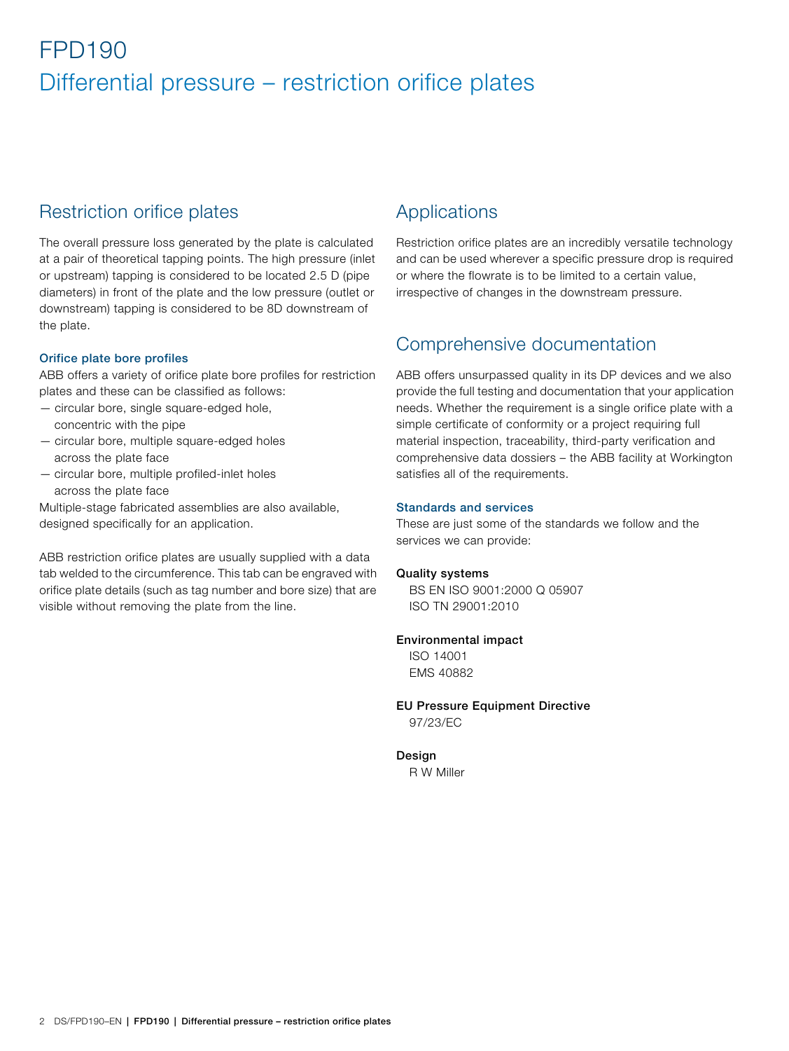# FPD190
# Differential pressure – restriction orifice plates

## Restriction orifice plates

The overall pressure loss generated by the plate is calculated at a pair of theoretical tapping points. The high pressure (inlet or upstream) tapping is considered to be located 2.5 D (pipe diameters) in front of the plate and the low pressure (outlet or downstream) tapping is considered to be 8D downstream of the plate.

### Orifice plate bore profiles

ABB offers a variety of orifice plate bore profiles for restriction plates and these can be classified as follows:

- circular bore, single square-edged hole, concentric with the pipe
- circular bore, multiple square-edged holes across the plate face
- circular bore, multiple profiled-inlet holes across the plate face

Multiple-stage fabricated assemblies are also available, designed specifically for an application.

ABB restriction orifice plates are usually supplied with a data tab welded to the circumference. This tab can be engraved with orifice plate details (such as tag number and bore size) that are visible without removing the plate from the line.

## Applications

Restriction orifice plates are an incredibly versatile technology and can be used wherever a specific pressure drop is required or where the flowrate is to be limited to a certain value, irrespective of changes in the downstream pressure.

## Comprehensive documentation

ABB offers unsurpassed quality in its DP devices and we also provide the full testing and documentation that your application needs. Whether the requirement is a single orifice plate with a simple certificate of conformity or a project requiring full material inspection, traceability, third-party verification and comprehensive data dossiers – the ABB facility at Workington satisfies all of the requirements.

### Standards and services

These are just some of the standards we follow and the services we can provide:

**Quality systems**
BS EN ISO 9001:2000 Q 05907
ISO TN 29001:2010

**Environmental impact**
ISO 14001
EMS 40882

**EU Pressure Equipment Directive**
97/23/EC

**Design**
R W Miller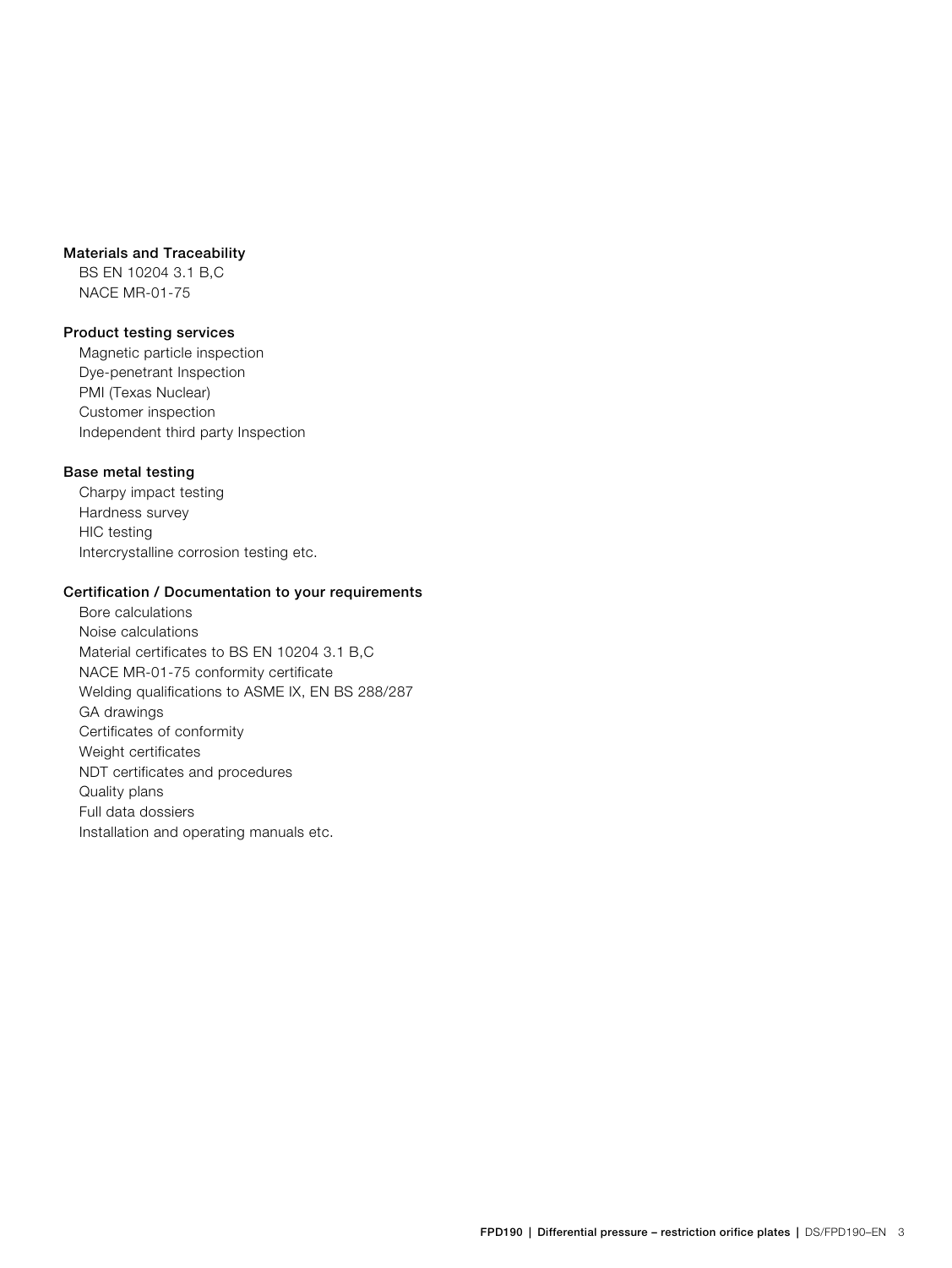**Materials and Traceability**

BS EN 10204 3.1 B,C
NACE MR-01-75

**Product testing services**

Magnetic particle inspection
Dye-penetrant Inspection
PMI (Texas Nuclear)
Customer inspection
Independent third party Inspection

**Base metal testing**

Charpy impact testing
Hardness survey
HIC testing
Intercrystalline corrosion testing etc.

**Certification / Documentation to your requirements**

Bore calculations
Noise calculations
Material certificates to BS EN 10204 3.1 B,C
NACE MR-01-75 conformity certificate
Welding qualifications to ASME IX, EN BS 288/287
GA drawings
Certificates of conformity
Weight certificates
NDT certificates and procedures
Quality plans
Full data dossiers
Installation and operating manuals etc.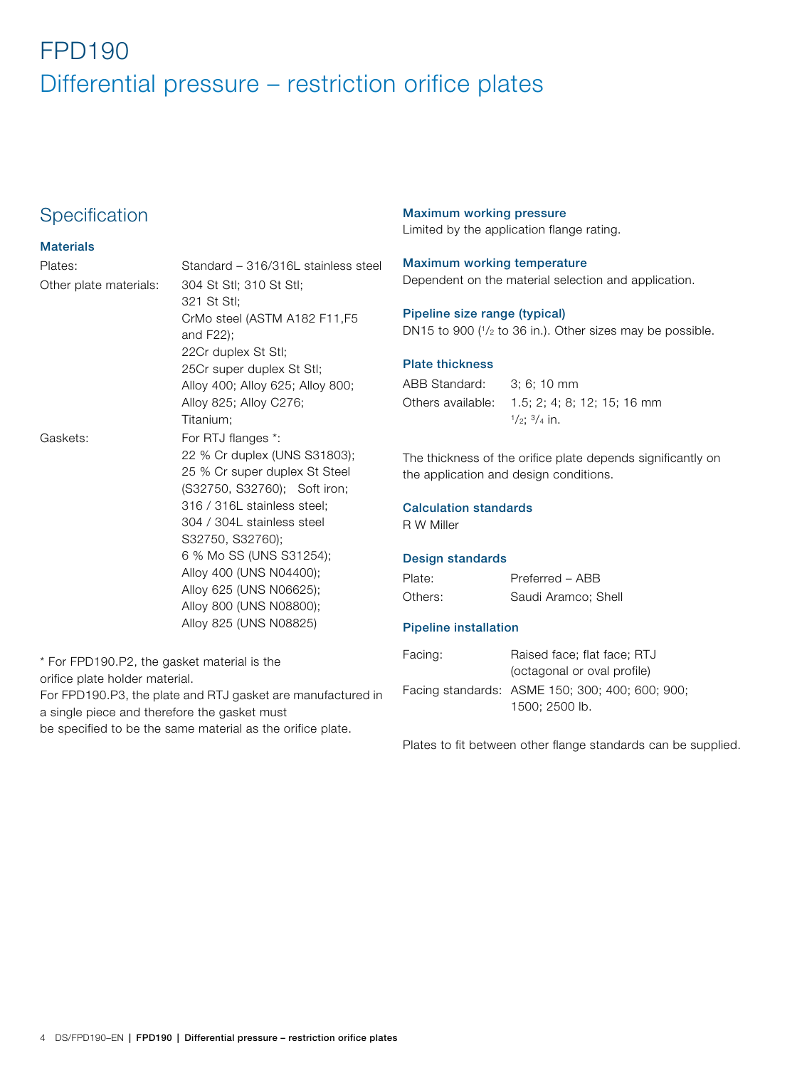# FPD190
## Differential pressure – restriction orifice plates

## Specification

### Materials

| | |
|---|---|
| Plates: | Standard – 316/316L stainless steel |
| Other plate materials: | 304 St Stl; 310 St Stl; 321 St Stl; CrMo steel (ASTM A182 F11,F5 and F22); 22Cr duplex St Stl; 25Cr super duplex St Stl; Alloy 400; Alloy 625; Alloy 800; Alloy 825; Alloy C276; Titanium; |
| Gaskets: | For RTJ flanges *: 22 % Cr duplex (UNS S31803); 25 % Cr super duplex St Steel (S32750, S32760); Soft iron; 316 / 316L stainless steel; 304 / 304L stainless steel S32750, S32760); 6 % Mo SS (UNS S31254); Alloy 400 (UNS N04400); Alloy 625 (UNS N06625); Alloy 800 (UNS N08800); Alloy 825 (UNS N08825) |

* For FPD190.P2, the gasket material is the orifice plate holder material.
For FPD190.P3, the plate and RTJ gasket are manufactured in a single piece and therefore the gasket must be specified to be the same material as the orifice plate.

### Maximum working pressure

Limited by the application flange rating.

### Maximum working temperature

Dependent on the material selection and application.

### Pipeline size range (typical)

DN15 to 900 (1/2 to 36 in.). Other sizes may be possible.

### Plate thickness

| | |
|---|---|
| ABB Standard: | 3; 6; 10 mm |
| Others available: | 1.5; 2; 4; 8; 12; 15; 16 mm<br>1/2; 3/4 in. |

The thickness of the orifice plate depends significantly on the application and design conditions.

### Calculation standards

R W Miller

### Design standards

| | |
|---|---|
| Plate: | Preferred – ABB |
| Others: | Saudi Aramco; Shell |

### Pipeline installation

| | |
|---|---|
| Facing: | Raised face; flat face; RTJ (octagonal or oval profile) |
| Facing standards: | ASME 150; 300; 400; 600; 900; 1500; 2500 lb. |

Plates to fit between other flange standards can be supplied.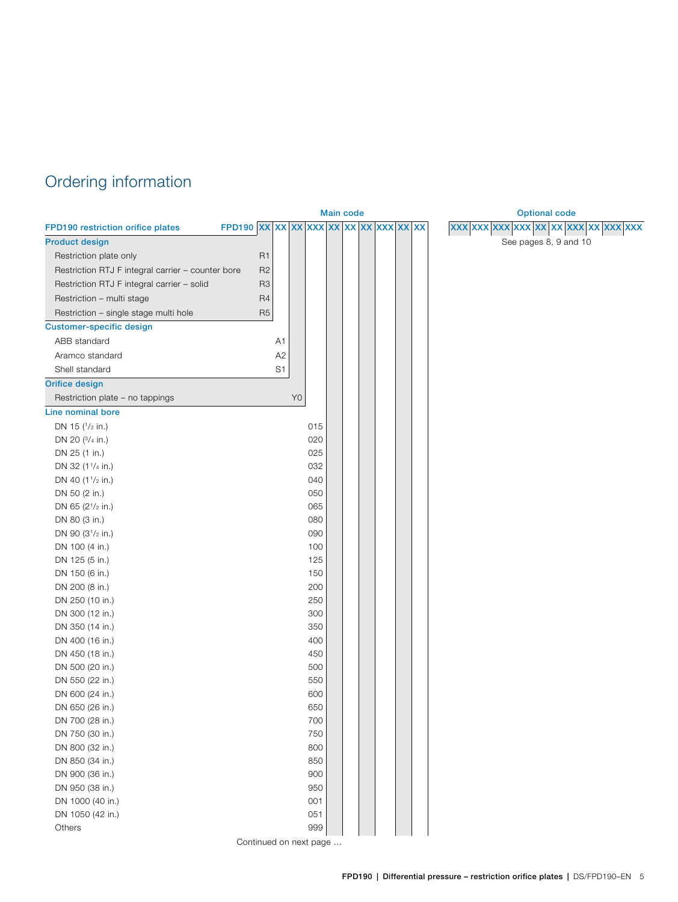## Ordering information

**Main code**

| FPD190 restriction orifice plates | FPD190 | XX | XX | XX | XXX | XX | XX | XX | XXX | XX | XX |
|---|---|---|---|---|---|---|---|---|---|---|---|

**Optional code**

| XXX | XXX | XXX | XXX | XX | XX | XXX | XX | XXX | XXX |
|---|---|---|---|---|---|---|---|---|---|

See pages 8, 9 and 10

| | |
|---|---|
| **Product design** | |
| Restriction plate only | R1 |
| Restriction RTJ F integral carrier – counter bore | R2 |
| Restriction RTJ F integral carrier – solid | R3 |
| Restriction – multi stage | R4 |
| Restriction – single stage multi hole | R5 |
| **Customer-specific design** | |
| ABB standard | A1 |
| Aramco standard | A2 |
| Shell standard | S1 |
| **Orifice design** | |
| Restriction plate – no tappings | Y0 |
| **Line nominal bore** | |
| DN 15 (1/2 in.) | 015 |
| DN 20 (3/4 in.) | 020 |
| DN 25 (1 in.) | 025 |
| DN 32 (1 1/4 in.) | 032 |
| DN 40 (1 1/2 in.) | 040 |
| DN 50 (2 in.) | 050 |
| DN 65 (2 1/2 in.) | 065 |
| DN 80 (3 in.) | 080 |
| DN 90 (3 1/2 in.) | 090 |
| DN 100 (4 in.) | 100 |
| DN 125 (5 in.) | 125 |
| DN 150 (6 in.) | 150 |
| DN 200 (8 in.) | 200 |
| DN 250 (10 in.) | 250 |
| DN 300 (12 in.) | 300 |
| DN 350 (14 in.) | 350 |
| DN 400 (16 in.) | 400 |
| DN 450 (18 in.) | 450 |
| DN 500 (20 in.) | 500 |
| DN 550 (22 in.) | 550 |
| DN 600 (24 in.) | 600 |
| DN 650 (26 in.) | 650 |
| DN 700 (28 in.) | 700 |
| DN 750 (30 in.) | 750 |
| DN 800 (32 in.) | 800 |
| DN 850 (34 in.) | 850 |
| DN 900 (36 in.) | 900 |
| DN 950 (38 in.) | 950 |
| DN 1000 (40 in.) | 001 |
| DN 1050 (42 in.) | 051 |
| Others | 999 |

Continued on next page …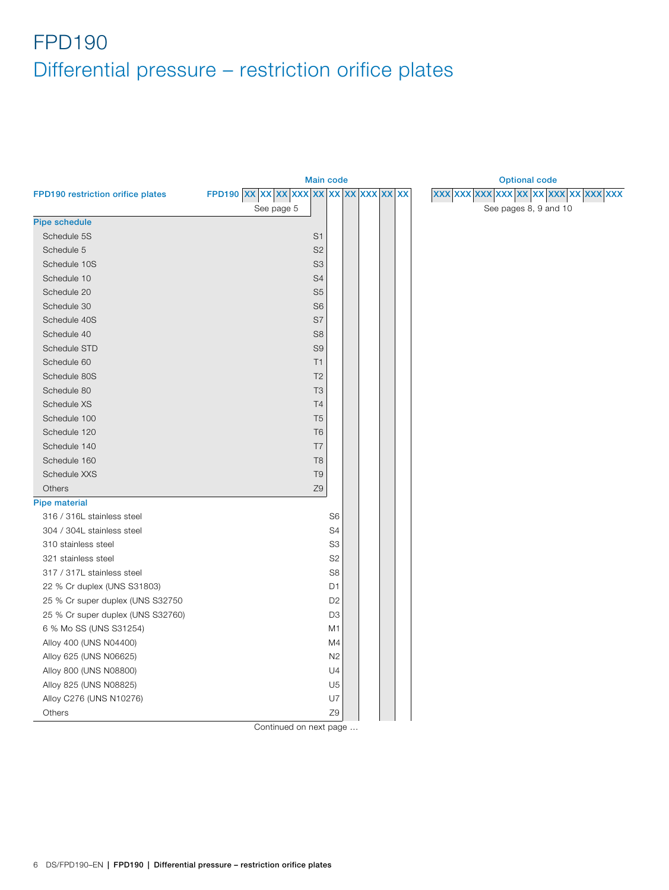# FPD190

## Differential pressure – restriction orifice plates

| FPD190 restriction orifice plates | Main code | Optional code |
|---|---|---|
| | FPD190 XX XX XX XXX XX XX XX XXX XX XX | XXX XXX XXX XXX XX XX XXX XX XXX XXX |
| | See page 5 | See pages 8, 9 and 10 |
| **Pipe schedule** | | |
| Schedule 5S | S1 | |
| Schedule 5 | S2 | |
| Schedule 10S | S3 | |
| Schedule 10 | S4 | |
| Schedule 20 | S5 | |
| Schedule 30 | S6 | |
| Schedule 40S | S7 | |
| Schedule 40 | S8 | |
| Schedule STD | S9 | |
| Schedule 60 | T1 | |
| Schedule 80S | T2 | |
| Schedule 80 | T3 | |
| Schedule XS | T4 | |
| Schedule 100 | T5 | |
| Schedule 120 | T6 | |
| Schedule 140 | T7 | |
| Schedule 160 | T8 | |
| Schedule XXS | T9 | |
| Others | Z9 | |
| **Pipe material** | | |
| 316 / 316L stainless steel | S6 | |
| 304 / 304L stainless steel | S4 | |
| 310 stainless steel | S3 | |
| 321 stainless steel | S2 | |
| 317 / 317L stainless steel | S8 | |
| 22 % Cr duplex (UNS S31803) | D1 | |
| 25 % Cr super duplex (UNS S32750 | D2 | |
| 25 % Cr super duplex (UNS S32760) | D3 | |
| 6 % Mo SS (UNS S31254) | M1 | |
| Alloy 400 (UNS N04400) | M4 | |
| Alloy 625 (UNS N06625) | N2 | |
| Alloy 800 (UNS N08800) | U4 | |
| Alloy 825 (UNS N08825) | U5 | |
| Alloy C276 (UNS N10276) | U7 | |
| Others | Z9 | |

Continued on next page …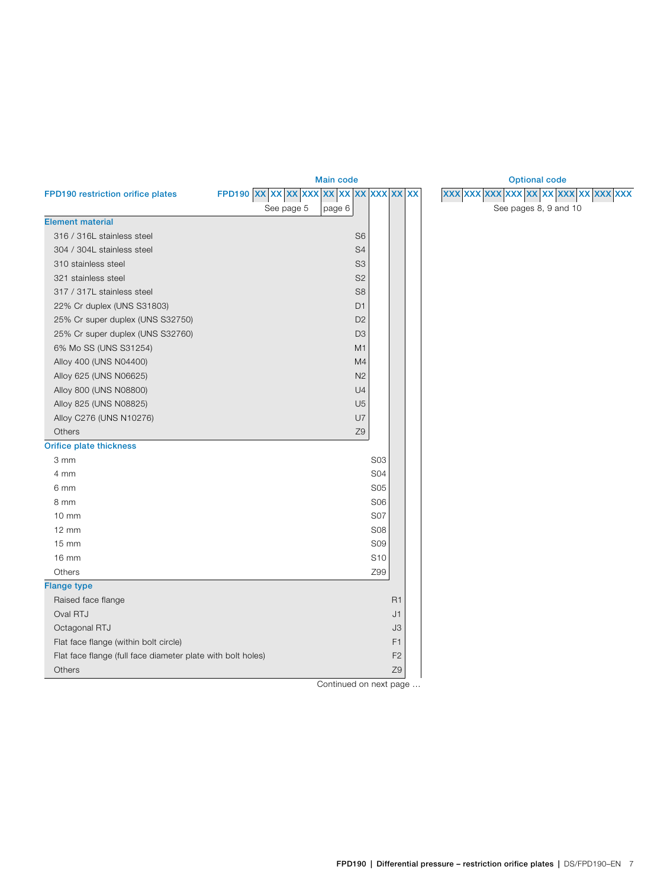| FPD190 restriction orifice plates | Main code | Optional code |
|---|---|---|
| | FPD190 XX XX XX XXX XX XX XX XXX XX XX | XXX XXX XXX XXX XX XX XXX XX XXX XXX |
| | See page 5 / page 6 | See pages 8, 9 and 10 |

| **Element material** | |
|---|---|
| 316 / 316L stainless steel | S6 |
| 304 / 304L stainless steel | S4 |
| 310 stainless steel | S3 |
| 321 stainless steel | S2 |
| 317 / 317L stainless steel | S8 |
| 22% Cr duplex (UNS S31803) | D1 |
| 25% Cr super duplex (UNS S32750) | D2 |
| 25% Cr super duplex (UNS S32760) | D3 |
| 6% Mo SS (UNS S31254) | M1 |
| Alloy 400 (UNS N04400) | M4 |
| Alloy 625 (UNS N06625) | N2 |
| Alloy 800 (UNS N08800) | U4 |
| Alloy 825 (UNS N08825) | U5 |
| Alloy C276 (UNS N10276) | U7 |
| Others | Z9 |
| **Orifice plate thickness** | |
| 3 mm | S03 |
| 4 mm | S04 |
| 6 mm | S05 |
| 8 mm | S06 |
| 10 mm | S07 |
| 12 mm | S08 |
| 15 mm | S09 |
| 16 mm | S10 |
| Others | Z99 |
| **Flange type** | |
| Raised face flange | R1 |
| Oval RTJ | J1 |
| Octagonal RTJ | J3 |
| Flat face flange (within bolt circle) | F1 |
| Flat face flange (full face diameter plate with bolt holes) | F2 |
| Others | Z9 |

Continued on next page …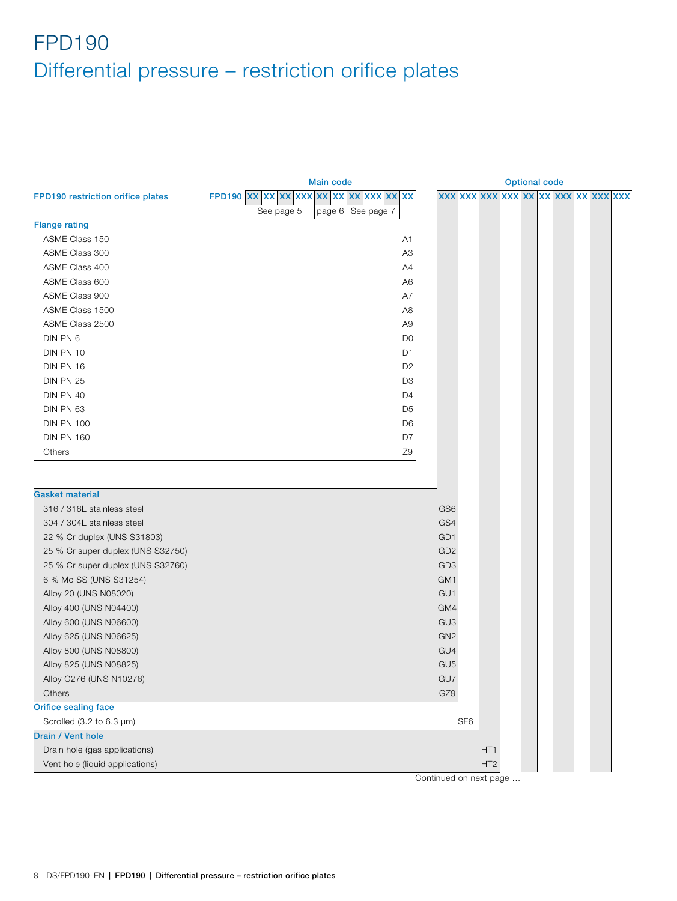# FPD190

## Differential pressure – restriction orifice plates

| | Main code | Optional code |
|---|---|---|
| FPD190 restriction orifice plates | FPD190 XX XX XX XXX XX XX XX XXX XX XX (See page 5 / page 6 / See page 7) | XXX XXX XXX XXX XX XX XXX XX XXX XXX |
| **Flange rating** | | |
| ASME Class 150 | A1 | |
| ASME Class 300 | A3 | |
| ASME Class 400 | A4 | |
| ASME Class 600 | A6 | |
| ASME Class 900 | A7 | |
| ASME Class 1500 | A8 | |
| ASME Class 2500 | A9 | |
| DIN PN 6 | D0 | |
| DIN PN 10 | D1 | |
| DIN PN 16 | D2 | |
| DIN PN 25 | D3 | |
| DIN PN 40 | D4 | |
| DIN PN 63 | D5 | |
| DIN PN 100 | D6 | |
| DIN PN 160 | D7 | |
| Others | Z9 | |
| **Gasket material** | | |
| 316 / 316L stainless steel | | GS6 |
| 304 / 304L stainless steel | | GS4 |
| 22 % Cr duplex (UNS S31803) | | GD1 |
| 25 % Cr super duplex (UNS S32750) | | GD2 |
| 25 % Cr super duplex (UNS S32760) | | GD3 |
| 6 % Mo SS (UNS S31254) | | GM1 |
| Alloy 20 (UNS N08020) | | GU1 |
| Alloy 400 (UNS N04400) | | GM4 |
| Alloy 600 (UNS N06600) | | GU3 |
| Alloy 625 (UNS N06625) | | GN2 |
| Alloy 800 (UNS N08800) | | GU4 |
| Alloy 825 (UNS N08825) | | GU5 |
| Alloy C276 (UNS N10276) | | GU7 |
| Others | | GZ9 |
| **Orifice sealing face** | | |
| Scrolled (3.2 to 6.3 µm) | | SF6 |
| **Drain / Vent hole** | | |
| Drain hole (gas applications) | | HT1 |
| Vent hole (liquid applications) | | HT2 |

Continued on next page …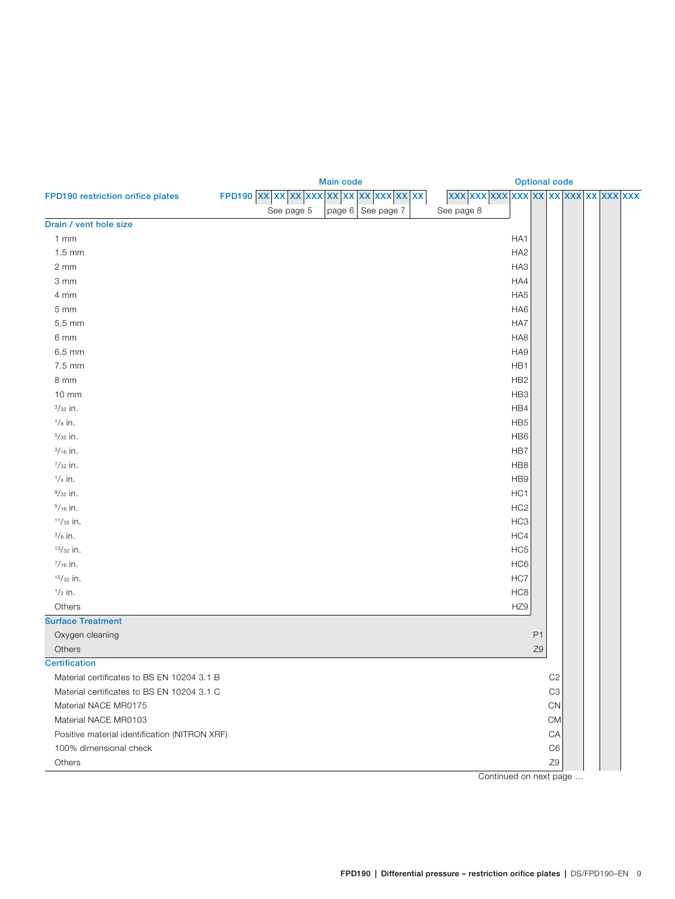| FPD190 restriction orifice plates | FPD190 | Main code: XX XX XX XXX XX XX XX XXX XX XX | | Optional code: XXX XXX XXX XXX XX XX XXX XX XXX XXX |
|---|---|---|---|---|
| | | See page 5 / page 6 / See page 7 | | See page 8 |
| **Drain / vent hole size** | | | | |
| 1 mm | | | | HA1 |
| 1.5 mm | | | | HA2 |
| 2 mm | | | | HA3 |
| 3 mm | | | | HA4 |
| 4 mm | | | | HA5 |
| 5 mm | | | | HA6 |
| 5.5 mm | | | | HA7 |
| 6 mm | | | | HA8 |
| 6.5 mm | | | | HA9 |
| 7.5 mm | | | | HB1 |
| 8 mm | | | | HB2 |
| 10 mm | | | | HB3 |
| 3/32 in. | | | | HB4 |
| 1/8 in. | | | | HB5 |
| 5/32 in. | | | | HB6 |
| 3/16 in. | | | | HB7 |
| 7/32 in. | | | | HB8 |
| 1/4 in. | | | | HB9 |
| 9/32 in. | | | | HC1 |
| 5/16 in. | | | | HC2 |
| 11/32 in. | | | | HC3 |
| 3/8 in. | | | | HC4 |
| 13/32 in. | | | | HC5 |
| 7/16 in. | | | | HC6 |
| 15/32 in. | | | | HC7 |
| 1/2 in. | | | | HC8 |
| Others | | | | HZ9 |
| **Surface Treatment** | | | | |
| Oxygen cleaning | | | | P1 |
| Others | | | | Z9 |
| **Certification** | | | | |
| Material certificates to BS EN 10204 3.1 B | | | | C2 |
| Material certificates to BS EN 10204 3.1 C | | | | C3 |
| Material NACE MR0175 | | | | CN |
| Material NACE MR0103 | | | | CM |
| Positive material identification (NITRON XRF) | | | | CA |
| 100% dimensional check | | | | C6 |
| Others | | | | Z9 |

Continued on next page …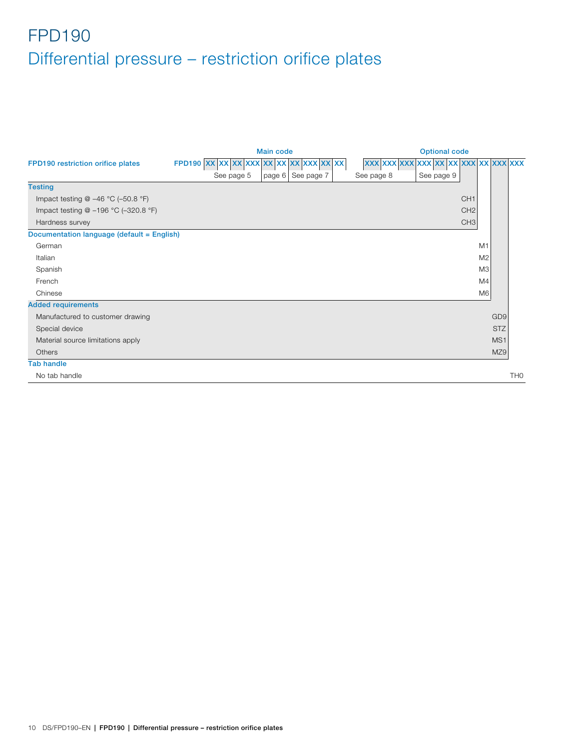# FPD190

## Differential pressure – restriction orifice plates

| | | | |
|---|---|---|---|
| | | Main code | Optional code |
| **FPD190 restriction orifice plates** | FPD190 | XX XX XX XXX XX XX XX XXX XX XX | XXX XXX XXX XXX XX XX XXX XX XXX XXX |
| | | See page 5, page 6, See page 7 | See page 8, See page 9 |
| **Testing** | | | |
| Impact testing @ –46 °C (–50.8 °F) | | | CH1 |
| Impact testing @ –196 °C (–320.8 °F) | | | CH2 |
| Hardness survey | | | CH3 |
| **Documentation language (default = English)** | | | |
| German | | | M1 |
| Italian | | | M2 |
| Spanish | | | M3 |
| French | | | M4 |
| Chinese | | | M6 |
| **Added requirements** | | | |
| Manufactured to customer drawing | | | GD9 |
| Special device | | | STZ |
| Material source limitations apply | | | MS1 |
| Others | | | MZ9 |
| **Tab handle** | | | |
| No tab handle | | | TH0 |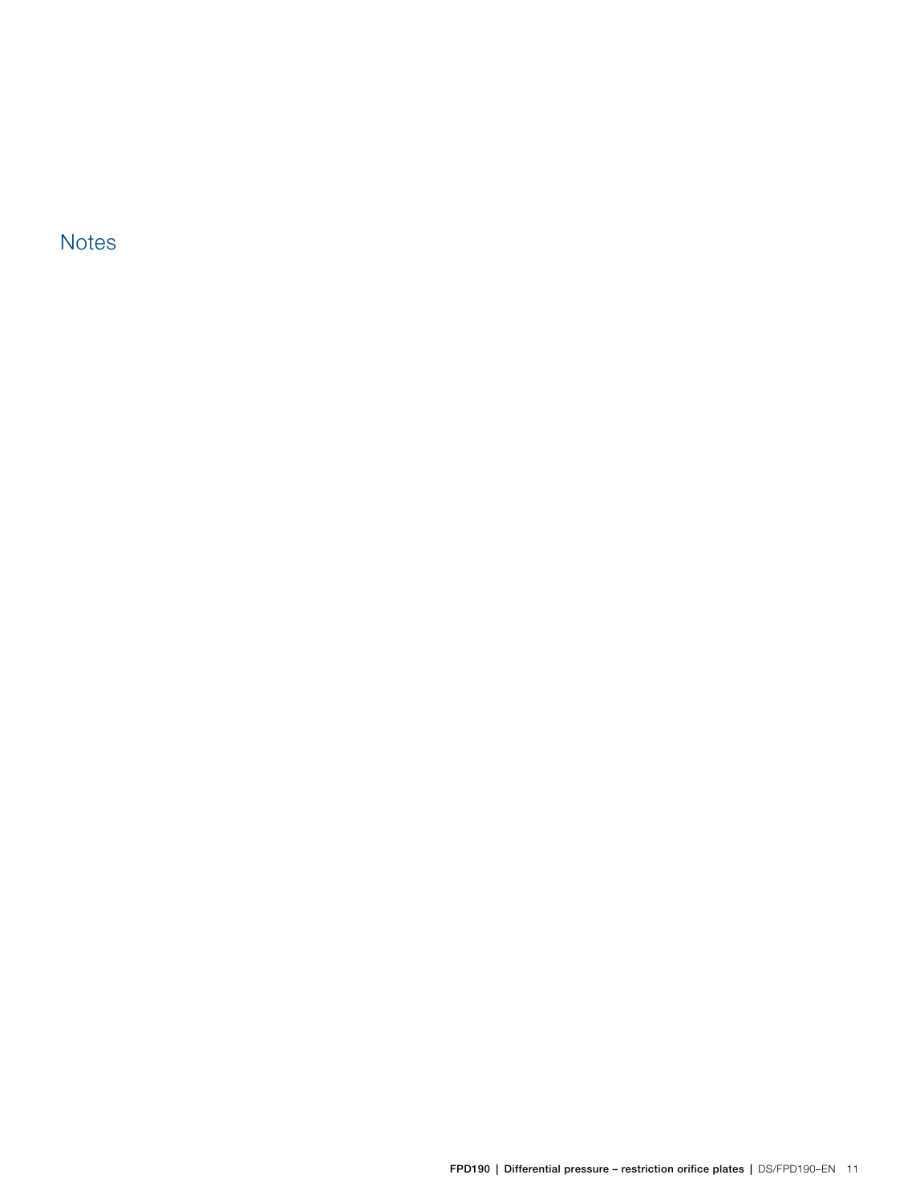## Notes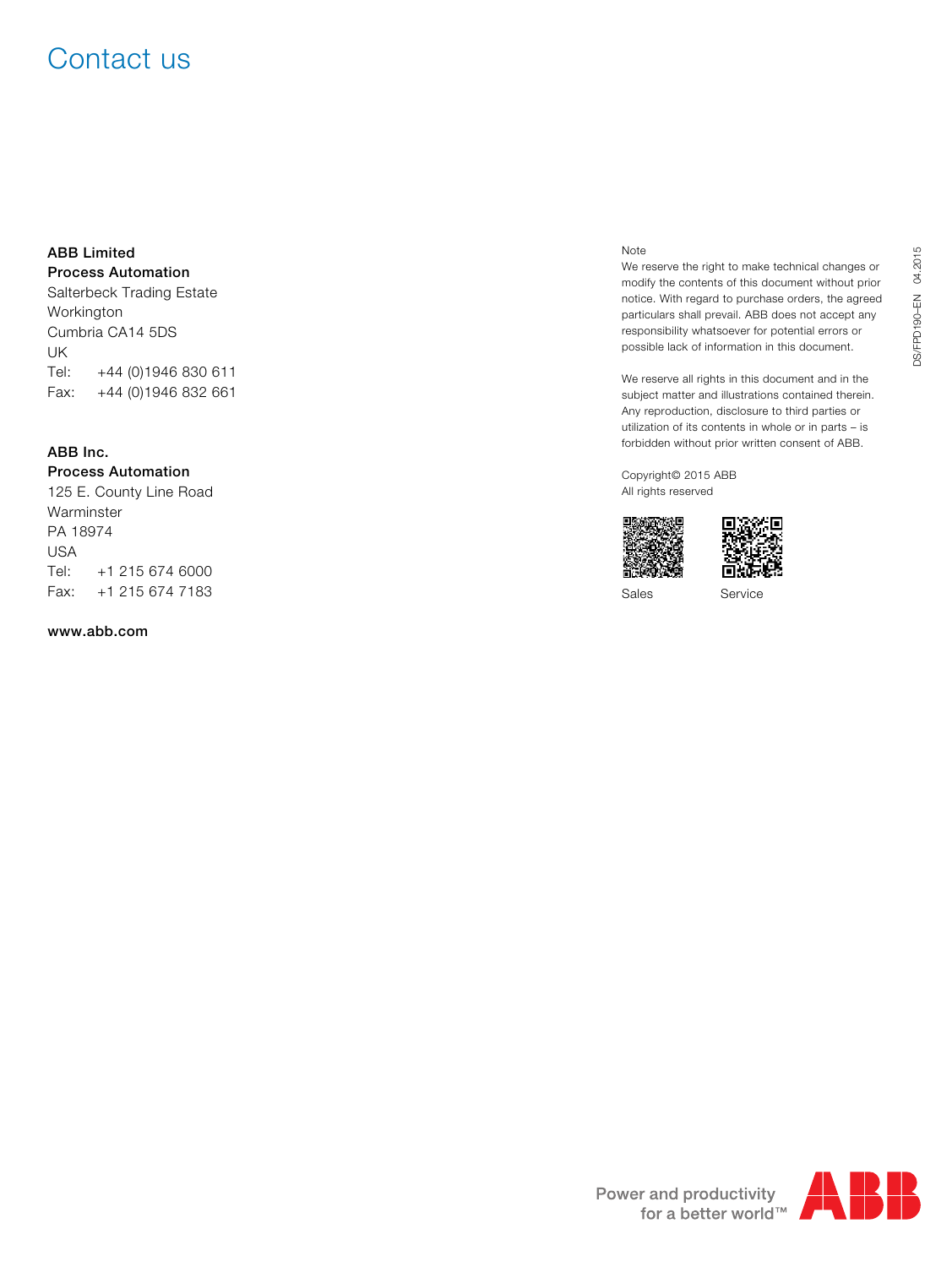# Contact us

**ABB Limited**
**Process Automation**
Salterbeck Trading Estate
Workington
Cumbria CA14 5DS
UK
Tel: +44 (0)1946 830 611
Fax: +44 (0)1946 832 661

**ABB Inc.**
**Process Automation**
125 E. County Line Road
Warminster
PA 18974
USA
Tel: +1 215 674 6000
Fax: +1 215 674 7183

**www.abb.com**

Note
We reserve the right to make technical changes or modify the contents of this document without prior notice. With regard to purchase orders, the agreed particulars shall prevail. ABB does not accept any responsibility whatsoever for potential errors or possible lack of information in this document.

We reserve all rights in this document and in the subject matter and illustrations contained therein. Any reproduction, disclosure to third parties or utilization of its contents in whole or in parts – is forbidden without prior written consent of ABB.

Copyright© 2015 ABB
All rights reserved

Sales Service

DS/FPD190–EN 04.2015

Power and productivity
for a better world™